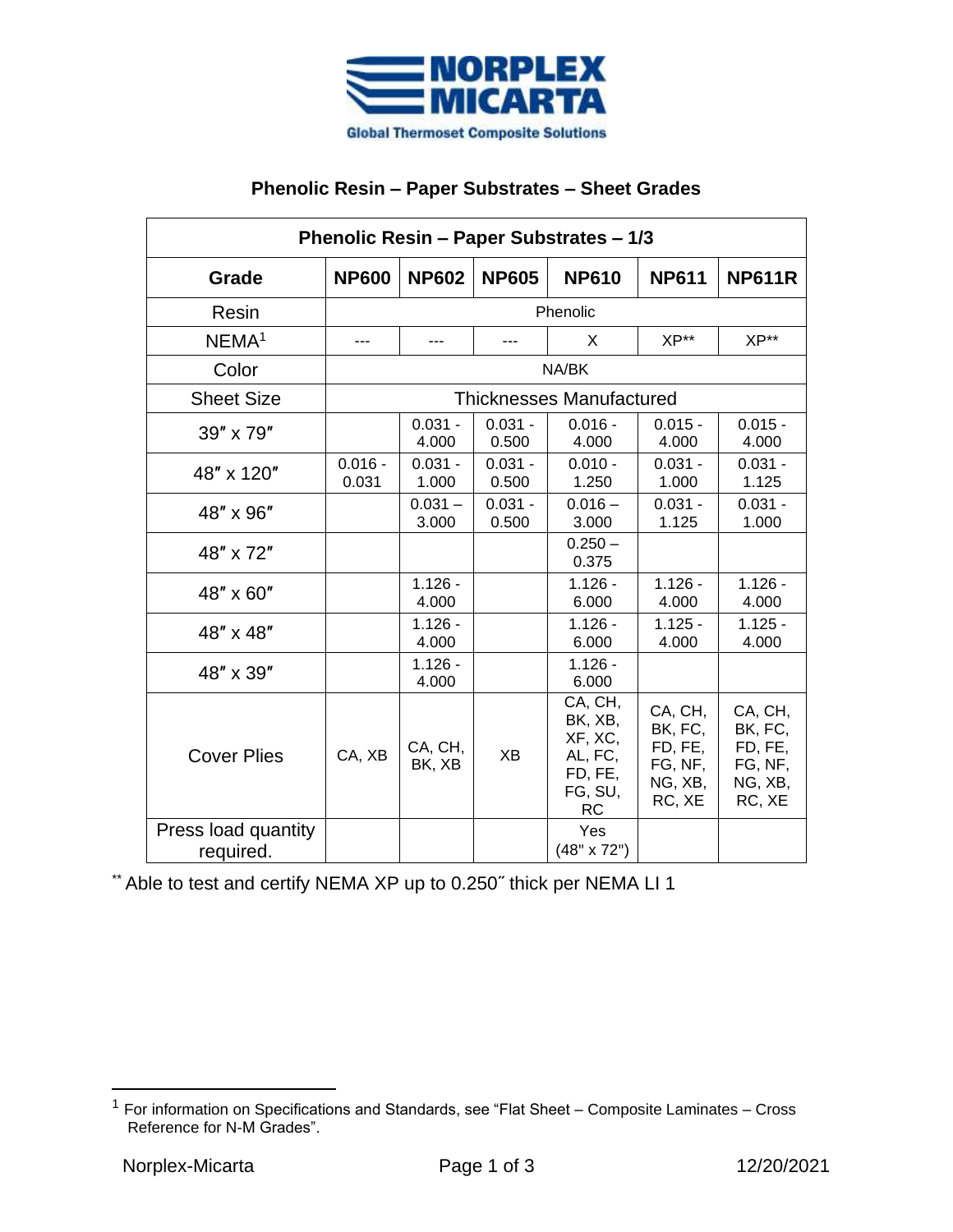**NORPLEX MICARTA**

**Global Thermoset Composite Solutions**

## Phenolic Resin – Paper Substrates – Sheet Grades

| Phenolic Resin – Paper Substrates – 1/3 | | | | | | |
|---|---|---|---|---|---|---|
| **Grade** | **NP600** | **NP602** | **NP605** | **NP610** | **NP611** | **NP611R** |
| Resin | Phenolic | | | | | |
| NEMA[1] | --- | --- | --- | X | XP** | XP** |
| Color | NA/BK | | | | | |
| Sheet Size | Thicknesses Manufactured | | | | | |
| 39″ x 79″ | | 0.031 - 4.000 | 0.031 - 0.500 | 0.016 - 4.000 | 0.015 - 4.000 | 0.015 - 4.000 |
| 48″ x 120″ | 0.016 - 0.031 | 0.031 - 1.000 | 0.031 - 0.500 | 0.010 - 1.250 | 0.031 - 1.000 | 0.031 - 1.125 |
| 48″ x 96″ | | 0.031 – 3.000 | 0.031 - 0.500 | 0.016 – 3.000 | 0.031 - 1.125 | 0.031 - 1.000 |
| 48″ x 72″ | | | | 0.250 – 0.375 | | |
| 48″ x 60″ | | 1.126 - 4.000 | | 1.126 - 6.000 | 1.126 - 4.000 | 1.126 - 4.000 |
| 48″ x 48″ | | 1.126 - 4.000 | | 1.126 - 6.000 | 1.125 - 4.000 | 1.125 - 4.000 |
| 48″ x 39″ | | 1.126 - 4.000 | | 1.126 - 6.000 | | |
| Cover Plies | CA, XB | CA, CH, BK, XB | XB | CA, CH, BK, XB, XF, XC, AL, FC, FD, FE, FG, SU, RC | CA, CH, BK, FC, FD, FE, FG, NF, NG, XB, RC, XE | CA, CH, BK, FC, FD, FE, FG, NF, NG, XB, RC, XE |
| Press load quantity required. | | | | Yes (48" x 72") | | |

** Able to test and certify NEMA XP up to 0.250″ thick per NEMA LI 1

[1] For information on Specifications and Standards, see "Flat Sheet – Composite Laminates – Cross Reference for N-M Grades".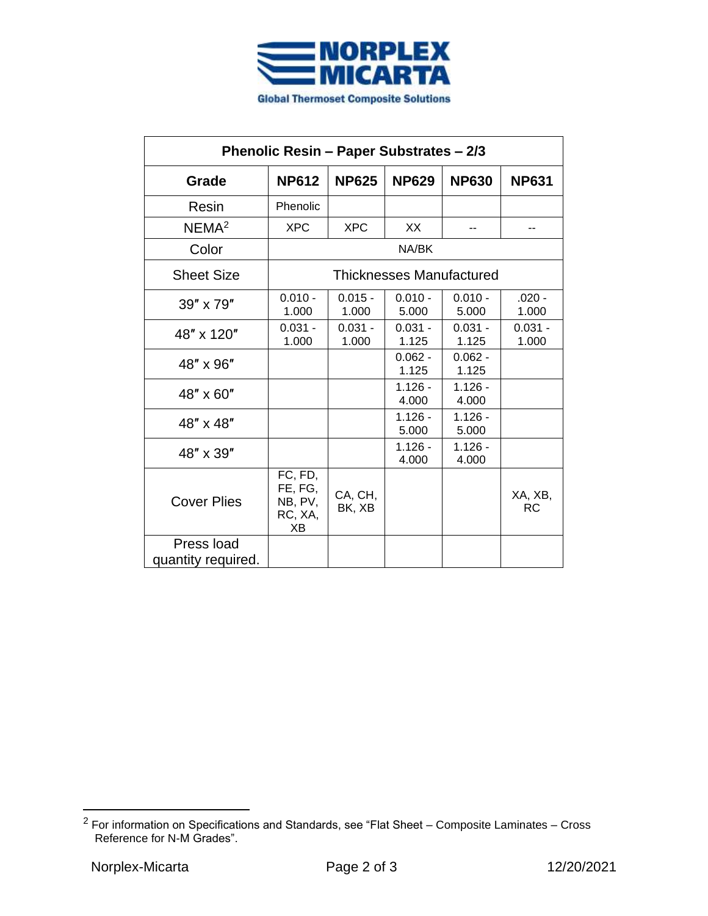| Phenolic Resin – Paper Substrates – 2/3 | | | | | |
|---|---|---|---|---|---|
| **Grade** | **NP612** | **NP625** | **NP629** | **NP630** | **NP631** |
| Resin | Phenolic | | | | |
| NEMA[2] | XPC | XPC | XX | -- | -- |
| Color | NA/BK | | | | |
| Sheet Size | Thicknesses Manufactured | | | | |
| 39″ x 79″ | 0.010 - 1.000 | 0.015 - 1.000 | 0.010 - 5.000 | 0.010 - 5.000 | .020 - 1.000 |
| 48″ x 120″ | 0.031 - 1.000 | 0.031 - 1.000 | 0.031 - 1.125 | 0.031 - 1.125 | 0.031 - 1.000 |
| 48″ x 96″ | | | 0.062 - 1.125 | 0.062 - 1.125 | |
| 48″ x 60″ | | | 1.126 - 4.000 | 1.126 - 4.000 | |
| 48″ x 48″ | | | 1.126 - 5.000 | 1.126 - 5.000 | |
| 48″ x 39″ | | | 1.126 - 4.000 | 1.126 - 4.000 | |
| Cover Plies | FC, FD, FE, FG, NB, PV, RC, XA, XB | CA, CH, BK, XB | | | XA, XB, RC |
| Press load quantity required. | | | | | |

[2] For information on Specifications and Standards, see “Flat Sheet – Composite Laminates – Cross Reference for N-M Grades”.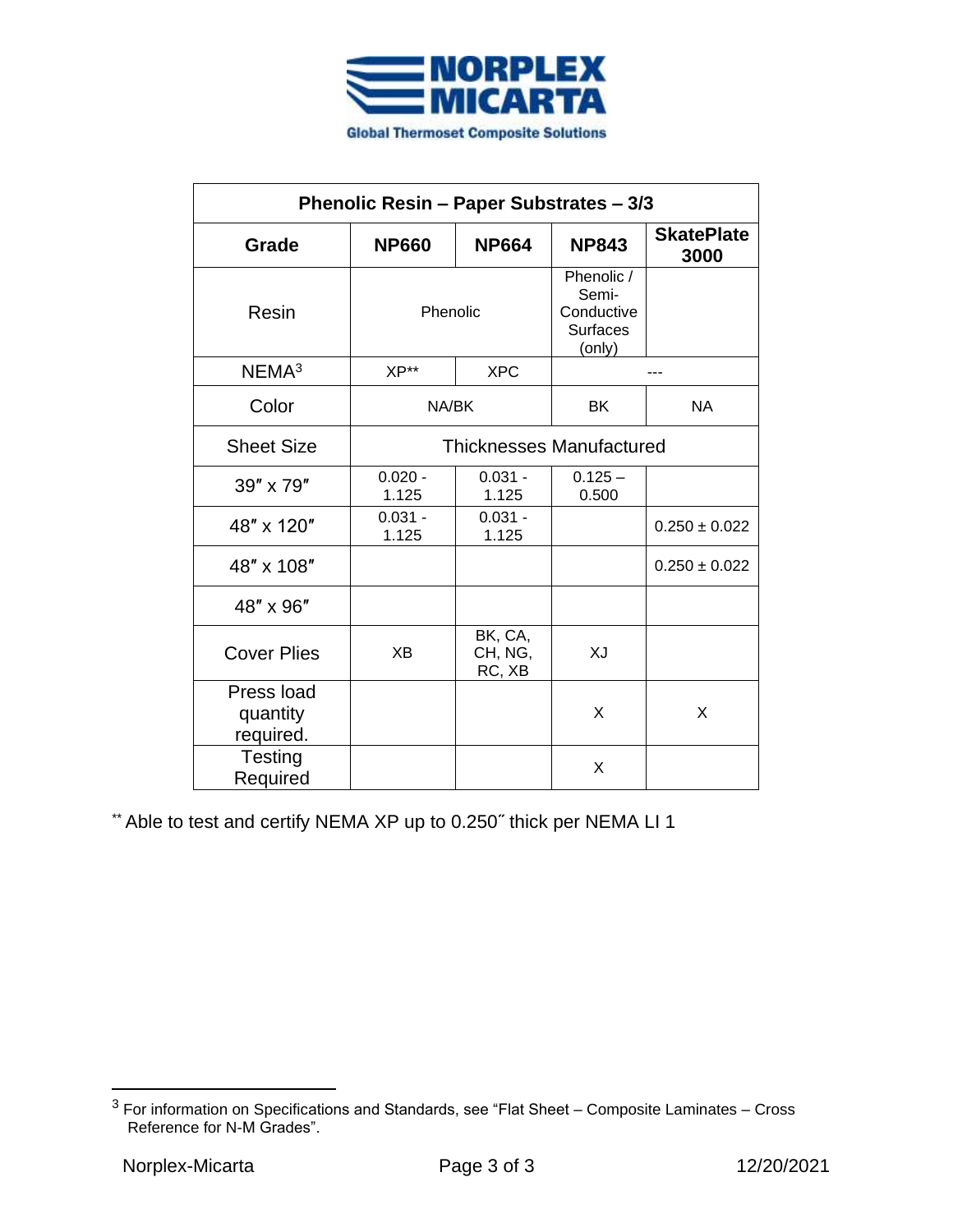**NORPLEX MICARTA**

Global Thermoset Composite Solutions

| Phenolic Resin – Paper Substrates – 3/3 | | | | |
|---|---|---|---|---|
| **Grade** | **NP660** | **NP664** | **NP843** | **SkatePlate 3000** |
| Resin | Phenolic | | Phenolic / Semi-Conductive Surfaces (only) | |
| NEMA[3] | XP** | XPC | --- | |
| Color | NA/BK | | BK | NA |
| Sheet Size | Thicknesses Manufactured | | | |
| 39″ x 79″ | 0.020 - 1.125 | 0.031 - 1.125 | 0.125 – 0.500 | |
| 48″ x 120″ | 0.031 - 1.125 | 0.031 - 1.125 | | 0.250 ± 0.022 |
| 48″ x 108″ | | | | 0.250 ± 0.022 |
| 48″ x 96″ | | | | |
| Cover Plies | XB | BK, CA, CH, NG, RC, XB | XJ | |
| Press load quantity required. | | | X | X |
| Testing Required | | | X | |

** Able to test and certify NEMA XP up to 0.250″ thick per NEMA LI 1

[3] For information on Specifications and Standards, see "Flat Sheet – Composite Laminates – Cross Reference for N-M Grades".